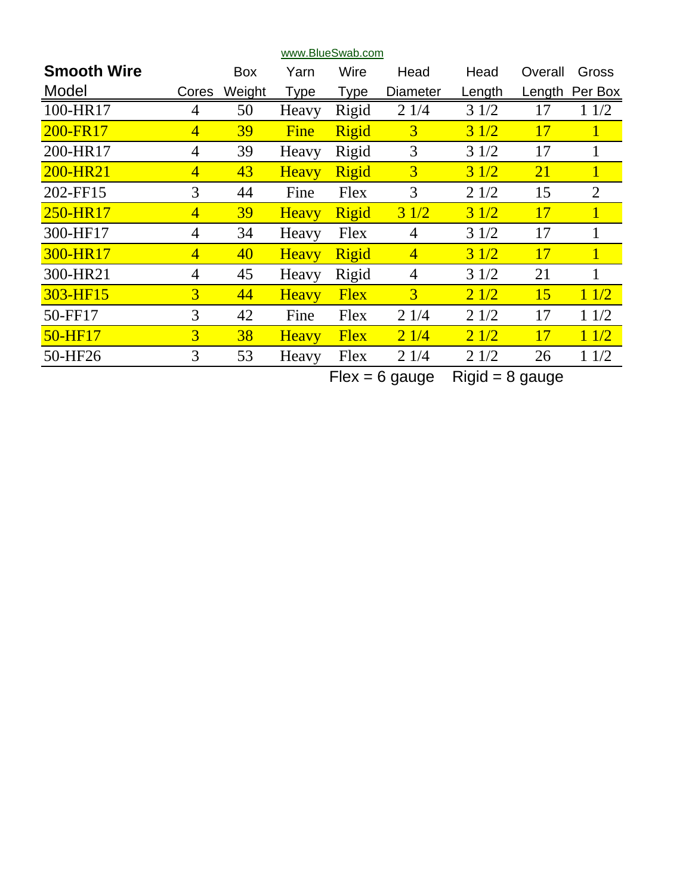www.BlueSwab.com

| Smooth Wire Model | Cores | Box Weight | Yarn Type | Wire Type | Head Diameter | Head Length | Overall Length | Gross Per Box |
|---|---|---|---|---|---|---|---|---|
| 100-HR17 | 4 | 50 | Heavy | Rigid | 2 1/4 | 3 1/2 | 17 | 1 1/2 |
| 200-FR17 | 4 | 39 | Fine | Rigid | 3 | 3 1/2 | 17 | 1 |
| 200-HR17 | 4 | 39 | Heavy | Rigid | 3 | 3 1/2 | 17 | 1 |
| 200-HR21 | 4 | 43 | Heavy | Rigid | 3 | 3 1/2 | 21 | 1 |
| 202-FF15 | 3 | 44 | Fine | Flex | 3 | 2 1/2 | 15 | 2 |
| 250-HR17 | 4 | 39 | Heavy | Rigid | 3 1/2 | 3 1/2 | 17 | 1 |
| 300-HF17 | 4 | 34 | Heavy | Flex | 4 | 3 1/2 | 17 | 1 |
| 300-HR17 | 4 | 40 | Heavy | Rigid | 4 | 3 1/2 | 17 | 1 |
| 300-HR21 | 4 | 45 | Heavy | Rigid | 4 | 3 1/2 | 21 | 1 |
| 303-HF15 | 3 | 44 | Heavy | Flex | 3 | 2 1/2 | 15 | 1 1/2 |
| 50-FF17 | 3 | 42 | Fine | Flex | 2 1/4 | 2 1/2 | 17 | 1 1/2 |
| 50-HF17 | 3 | 38 | Heavy | Flex | 2 1/4 | 2 1/2 | 17 | 1 1/2 |
| 50-HF26 | 3 | 53 | Heavy | Flex | 2 1/4 | 2 1/2 | 26 | 1 1/2 |

Flex = 6 gauge Rigid = 8 gauge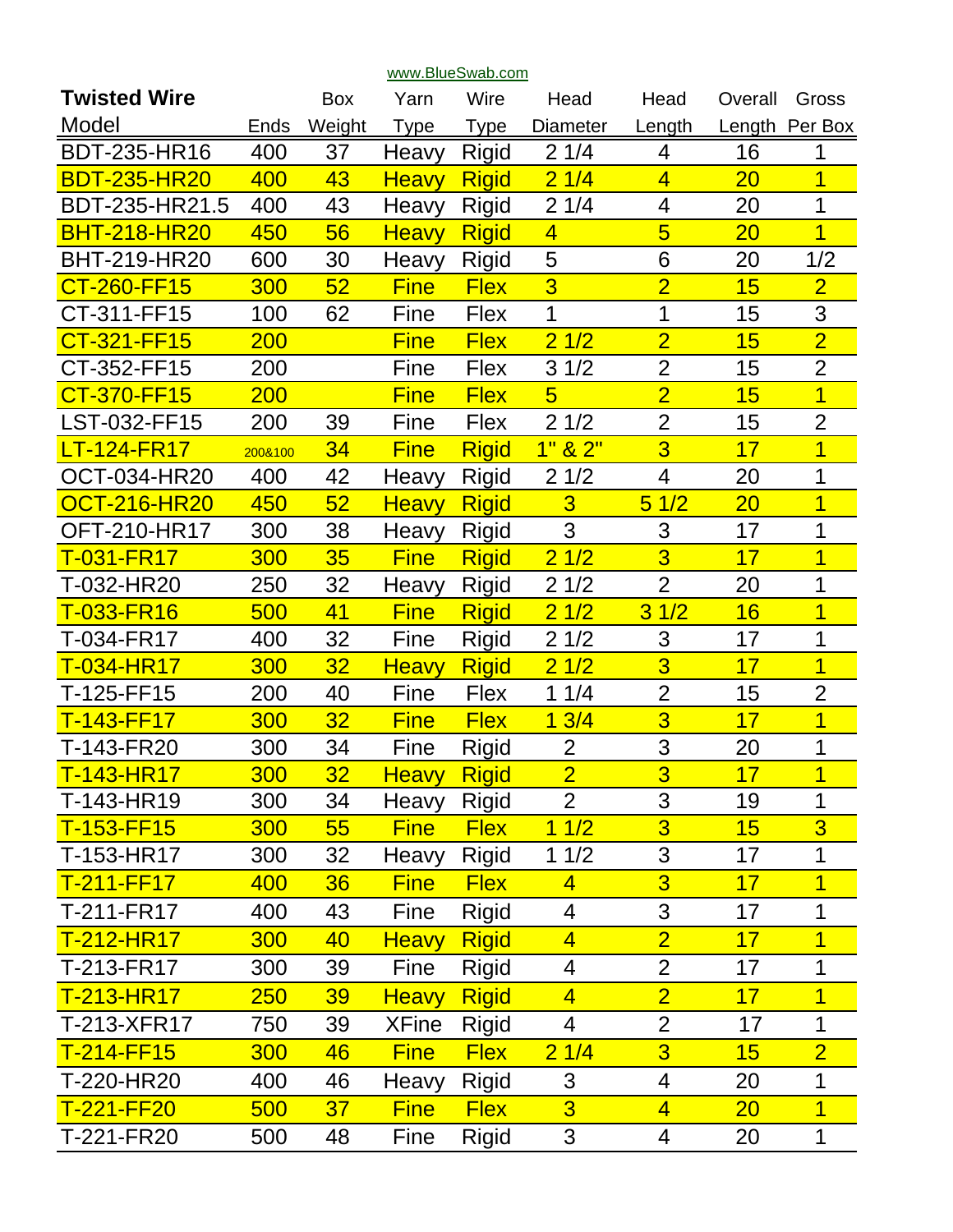www.BlueSwab.com

| Twisted Wire Model | Ends | Box Weight | Yarn Type | Wire Type | Head Diameter | Head Length | Overall Length | Gross Per Box |
|---|---|---|---|---|---|---|---|---|
| BDT-235-HR16 | 400 | 37 | Heavy | Rigid | 2 1/4 | 4 | 16 | 1 |
| BDT-235-HR20 | 400 | 43 | Heavy | Rigid | 2 1/4 | 4 | 20 | 1 |
| BDT-235-HR21.5 | 400 | 43 | Heavy | Rigid | 2 1/4 | 4 | 20 | 1 |
| BHT-218-HR20 | 450 | 56 | Heavy | Rigid | 4 | 5 | 20 | 1 |
| BHT-219-HR20 | 600 | 30 | Heavy | Rigid | 5 | 6 | 20 | 1/2 |
| CT-260-FF15 | 300 | 52 | Fine | Flex | 3 | 2 | 15 | 2 |
| CT-311-FF15 | 100 | 62 | Fine | Flex | 1 | 1 | 15 | 3 |
| CT-321-FF15 | 200 | | Fine | Flex | 2 1/2 | 2 | 15 | 2 |
| CT-352-FF15 | 200 | | Fine | Flex | 3 1/2 | 2 | 15 | 2 |
| CT-370-FF15 | 200 | | Fine | Flex | 5 | 2 | 15 | 1 |
| LST-032-FF15 | 200 | 39 | Fine | Flex | 2 1/2 | 2 | 15 | 2 |
| LT-124-FR17 | 200&100 | 34 | Fine | Rigid | 1" & 2" | 3 | 17 | 1 |
| OCT-034-HR20 | 400 | 42 | Heavy | Rigid | 2 1/2 | 4 | 20 | 1 |
| OCT-216-HR20 | 450 | 52 | Heavy | Rigid | 3 | 5 1/2 | 20 | 1 |
| OFT-210-HR17 | 300 | 38 | Heavy | Rigid | 3 | 3 | 17 | 1 |
| T-031-FR17 | 300 | 35 | Fine | Rigid | 2 1/2 | 3 | 17 | 1 |
| T-032-HR20 | 250 | 32 | Heavy | Rigid | 2 1/2 | 2 | 20 | 1 |
| T-033-FR16 | 500 | 41 | Fine | Rigid | 2 1/2 | 3 1/2 | 16 | 1 |
| T-034-FR17 | 400 | 32 | Fine | Rigid | 2 1/2 | 3 | 17 | 1 |
| T-034-HR17 | 300 | 32 | Heavy | Rigid | 2 1/2 | 3 | 17 | 1 |
| T-125-FF15 | 200 | 40 | Fine | Flex | 1 1/4 | 2 | 15 | 2 |
| T-143-FF17 | 300 | 32 | Fine | Flex | 1 3/4 | 3 | 17 | 1 |
| T-143-FR20 | 300 | 34 | Fine | Rigid | 2 | 3 | 20 | 1 |
| T-143-HR17 | 300 | 32 | Heavy | Rigid | 2 | 3 | 17 | 1 |
| T-143-HR19 | 300 | 34 | Heavy | Rigid | 2 | 3 | 19 | 1 |
| T-153-FF15 | 300 | 55 | Fine | Flex | 1 1/2 | 3 | 15 | 3 |
| T-153-HR17 | 300 | 32 | Heavy | Rigid | 1 1/2 | 3 | 17 | 1 |
| T-211-FF17 | 400 | 36 | Fine | Flex | 4 | 3 | 17 | 1 |
| T-211-FR17 | 400 | 43 | Fine | Rigid | 4 | 3 | 17 | 1 |
| T-212-HR17 | 300 | 40 | Heavy | Rigid | 4 | 2 | 17 | 1 |
| T-213-FR17 | 300 | 39 | Fine | Rigid | 4 | 2 | 17 | 1 |
| T-213-HR17 | 250 | 39 | Heavy | Rigid | 4 | 2 | 17 | 1 |
| T-213-XFR17 | 750 | 39 | XFine | Rigid | 4 | 2 | 17 | 1 |
| T-214-FF15 | 300 | 46 | Fine | Flex | 2 1/4 | 3 | 15 | 2 |
| T-220-HR20 | 400 | 46 | Heavy | Rigid | 3 | 4 | 20 | 1 |
| T-221-FF20 | 500 | 37 | Fine | Flex | 3 | 4 | 20 | 1 |
| T-221-FR20 | 500 | 48 | Fine | Rigid | 3 | 4 | 20 | 1 |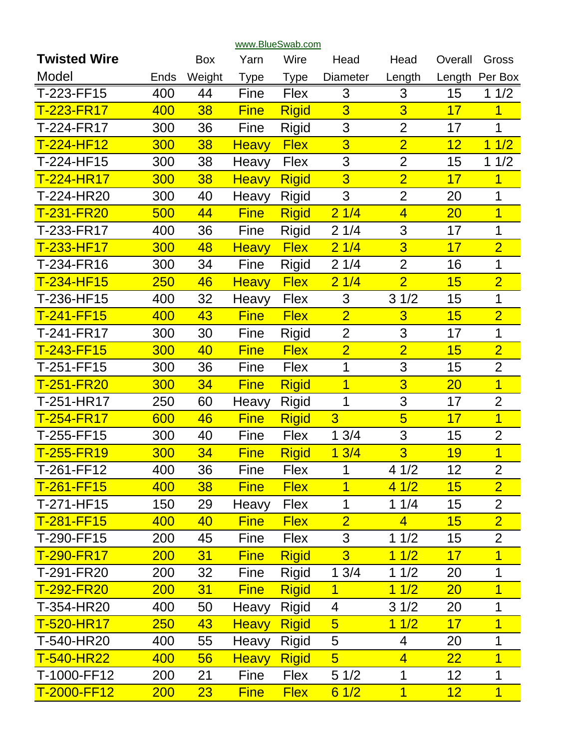www.BlueSwab.com

| Twisted Wire Model | Ends | Box Weight | Yarn Type | Wire Type | Head Diameter | Head Length | Overall Length | Gross Per Box |
|---|---|---|---|---|---|---|---|---|
| T-223-FF15 | 400 | 44 | Fine | Flex | 3 | 3 | 15 | 1 1/2 |
| T-223-FR17 | 400 | 38 | Fine | Rigid | 3 | 3 | 17 | 1 |
| T-224-FR17 | 300 | 36 | Fine | Rigid | 3 | 2 | 17 | 1 |
| T-224-HF12 | 300 | 38 | Heavy | Flex | 3 | 2 | 12 | 1 1/2 |
| T-224-HF15 | 300 | 38 | Heavy | Flex | 3 | 2 | 15 | 1 1/2 |
| T-224-HR17 | 300 | 38 | Heavy | Rigid | 3 | 2 | 17 | 1 |
| T-224-HR20 | 300 | 40 | Heavy | Rigid | 3 | 2 | 20 | 1 |
| T-231-FR20 | 500 | 44 | Fine | Rigid | 2 1/4 | 4 | 20 | 1 |
| T-233-FR17 | 400 | 36 | Fine | Rigid | 2 1/4 | 3 | 17 | 1 |
| T-233-HF17 | 300 | 48 | Heavy | Flex | 2 1/4 | 3 | 17 | 2 |
| T-234-FR16 | 300 | 34 | Fine | Rigid | 2 1/4 | 2 | 16 | 1 |
| T-234-HF15 | 250 | 46 | Heavy | Flex | 2 1/4 | 2 | 15 | 2 |
| T-236-HF15 | 400 | 32 | Heavy | Flex | 3 | 3 1/2 | 15 | 1 |
| T-241-FF15 | 400 | 43 | Fine | Flex | 2 | 3 | 15 | 2 |
| T-241-FR17 | 300 | 30 | Fine | Rigid | 2 | 3 | 17 | 1 |
| T-243-FF15 | 300 | 40 | Fine | Flex | 2 | 2 | 15 | 2 |
| T-251-FF15 | 300 | 36 | Fine | Flex | 1 | 3 | 15 | 2 |
| T-251-FR20 | 300 | 34 | Fine | Rigid | 1 | 3 | 20 | 1 |
| T-251-HR17 | 250 | 60 | Heavy | Rigid | 1 | 3 | 17 | 2 |
| T-254-FR17 | 600 | 46 | Fine | Rigid | 3 | 5 | 17 | 1 |
| T-255-FF15 | 300 | 40 | Fine | Flex | 1 3/4 | 3 | 15 | 2 |
| T-255-FR19 | 300 | 34 | Fine | Rigid | 1 3/4 | 3 | 19 | 1 |
| T-261-FF12 | 400 | 36 | Fine | Flex | 1 | 4 1/2 | 12 | 2 |
| T-261-FF15 | 400 | 38 | Fine | Flex | 1 | 4 1/2 | 15 | 2 |
| T-271-HF15 | 150 | 29 | Heavy | Flex | 1 | 1 1/4 | 15 | 2 |
| T-281-FF15 | 400 | 40 | Fine | Flex | 2 | 4 | 15 | 2 |
| T-290-FF15 | 200 | 45 | Fine | Flex | 3 | 1 1/2 | 15 | 2 |
| T-290-FR17 | 200 | 31 | Fine | Rigid | 3 | 1 1/2 | 17 | 1 |
| T-291-FR20 | 200 | 32 | Fine | Rigid | 1 3/4 | 1 1/2 | 20 | 1 |
| T-292-FR20 | 200 | 31 | Fine | Rigid | 1 | 1 1/2 | 20 | 1 |
| T-354-HR20 | 400 | 50 | Heavy | Rigid | 4 | 3 1/2 | 20 | 1 |
| T-520-HR17 | 250 | 43 | Heavy | Rigid | 5 | 1 1/2 | 17 | 1 |
| T-540-HR20 | 400 | 55 | Heavy | Rigid | 5 | 4 | 20 | 1 |
| T-540-HR22 | 400 | 56 | Heavy | Rigid | 5 | 4 | 22 | 1 |
| T-1000-FF12 | 200 | 21 | Fine | Flex | 5 1/2 | 1 | 12 | 1 |
| T-2000-FF12 | 200 | 23 | Fine | Flex | 6 1/2 | 1 | 12 | 1 |